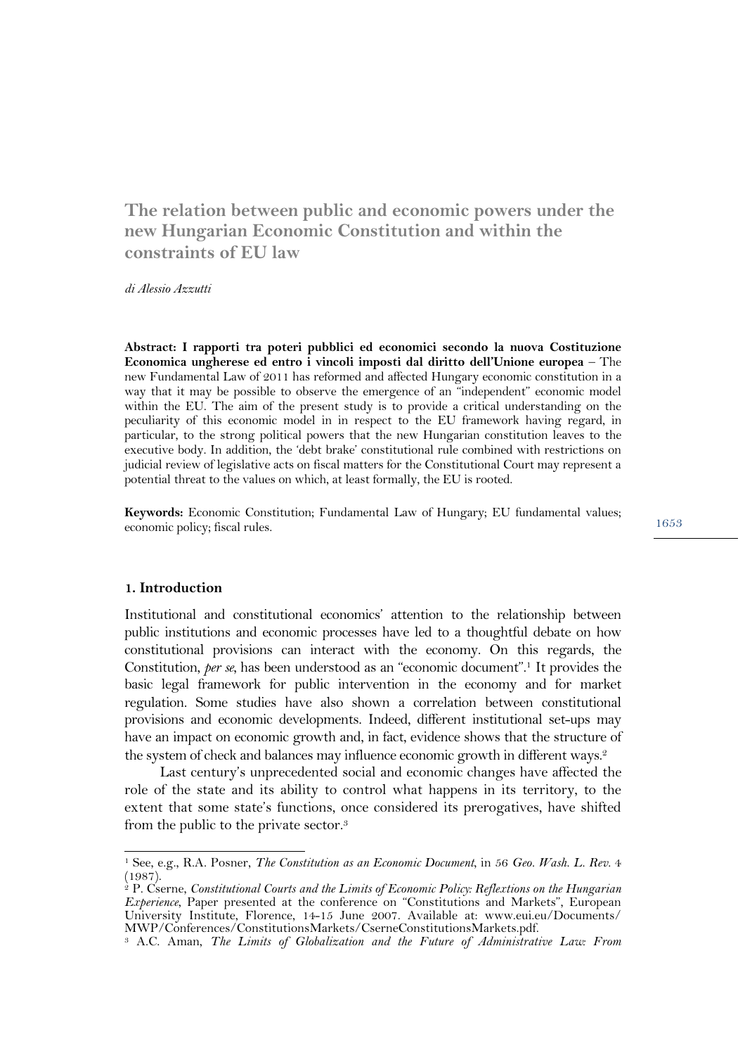# The relation between public and economic powers under the new Hungarian Economic Constitution and within the constraints of EU law

*di Alessio Azzutti*

**Abstract: I rapporti tra poteri pubblici ed economici secondo la nuova Costituzione Economica ungherese ed entro i vincoli imposti dal diritto dell'Unione europea** – The new Fundamental Law of 2011 has reformed and affected Hungary economic constitution in a way that it may be possible to observe the emergence of an "independent" economic model within the EU. The aim of the present study is to provide a critical understanding on the peculiarity of this economic model in in respect to the EU framework having regard, in particular, to the strong political powers that the new Hungarian constitution leaves to the executive body. In addition, the 'debt brake' constitutional rule combined with restrictions on judicial review of legislative acts on fiscal matters for the Constitutional Court may represent a potential threat to the values on which, at least formally, the EU is rooted.

**Keywords:** Economic Constitution; Fundamental Law of Hungary; EU fundamental values; economic policy; fiscal rules.

## 1. Introduction

Institutional and constitutional economics' attention to the relationship between public institutions and economic processes have led to a thoughtful debate on how constitutional provisions can interact with the economy. On this regards, the Constitution, *per se*, has been understood as an "economic document".[1] It provides the basic legal framework for public intervention in the economy and for market regulation. Some studies have also shown a correlation between constitutional provisions and economic developments. Indeed, different institutional set-ups may have an impact on economic growth and, in fact, evidence shows that the structure of the system of check and balances may influence economic growth in different ways.[2]

Last century's unprecedented social and economic changes have affected the role of the state and its ability to control what happens in its territory, to the extent that some state's functions, once considered its prerogatives, have shifted from the public to the private sector.[3]

---

[1] See, e.g., R.A. Posner, *The Constitution as an Economic Document*, in 56 *Geo. Wash. L. Rev.* 4 (1987).

[2] P. Cserne, *Constitutional Courts and the Limits of Economic Policy: Reflextions on the Hungarian Experience*, Paper presented at the conference on "Constitutions and Markets", European University Institute, Florence, 14-15 June 2007. Available at: www.eui.eu/Documents/MWP/Conferences/ConstitutionsMarkets/CserneConstitutionsMarkets.pdf.

[3] A.C. Aman, *The Limits of Globalization and the Future of Administrative Law: From*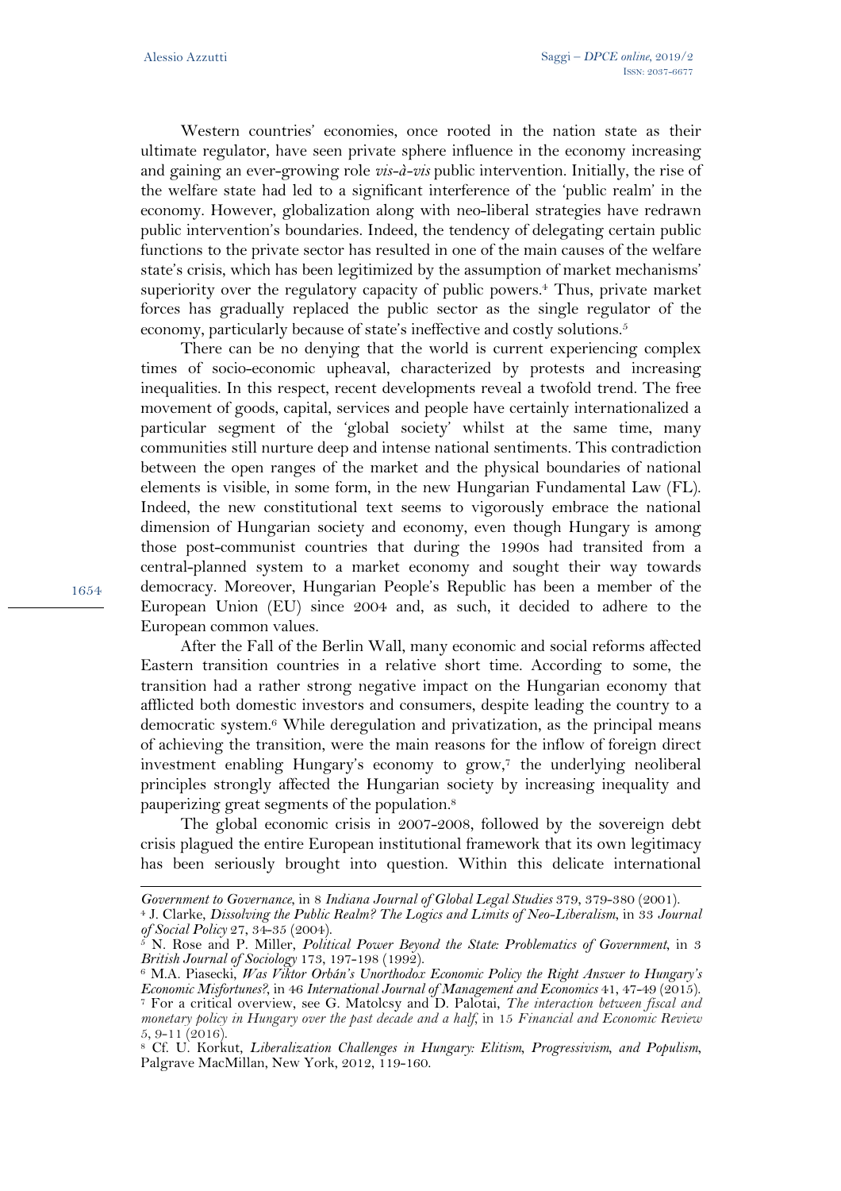Western countries' economies, once rooted in the nation state as their ultimate regulator, have seen private sphere influence in the economy increasing and gaining an ever-growing role *vis-à-vis* public intervention. Initially, the rise of the welfare state had led to a significant interference of the 'public realm' in the economy. However, globalization along with neo-liberal strategies have redrawn public intervention's boundaries. Indeed, the tendency of delegating certain public functions to the private sector has resulted in one of the main causes of the welfare state's crisis, which has been legitimized by the assumption of market mechanisms' superiority over the regulatory capacity of public powers.[4] Thus, private market forces has gradually replaced the public sector as the single regulator of the economy, particularly because of state's ineffective and costly solutions.[5]

There can be no denying that the world is current experiencing complex times of socio-economic upheaval, characterized by protests and increasing inequalities. In this respect, recent developments reveal a twofold trend. The free movement of goods, capital, services and people have certainly internationalized a particular segment of the 'global society' whilst at the same time, many communities still nurture deep and intense national sentiments. This contradiction between the open ranges of the market and the physical boundaries of national elements is visible, in some form, in the new Hungarian Fundamental Law (FL). Indeed, the new constitutional text seems to vigorously embrace the national dimension of Hungarian society and economy, even though Hungary is among those post-communist countries that during the 1990s had transited from a central-planned system to a market economy and sought their way towards democracy. Moreover, Hungarian People's Republic has been a member of the European Union (EU) since 2004 and, as such, it decided to adhere to the European common values.

After the Fall of the Berlin Wall, many economic and social reforms affected Eastern transition countries in a relative short time. According to some, the transition had a rather strong negative impact on the Hungarian economy that afflicted both domestic investors and consumers, despite leading the country to a democratic system.[6] While deregulation and privatization, as the principal means of achieving the transition, were the main reasons for the inflow of foreign direct investment enabling Hungary's economy to grow,[7] the underlying neoliberal principles strongly affected the Hungarian society by increasing inequality and pauperizing great segments of the population.[8]

The global economic crisis in 2007-2008, followed by the sovereign debt crisis plagued the entire European institutional framework that its own legitimacy has been seriously brought into question. Within this delicate international

---

*Government to Governance*, in 8 *Indiana Journal of Global Legal Studies* 379, 379-380 (2001).

[4] J. Clarke, *Dissolving the Public Realm? The Logics and Limits of Neo-Liberalism*, in 33 *Journal of Social Policy* 27, 34-35 (2004).

[5] N. Rose and P. Miller, *Political Power Beyond the State: Problematics of Government*, in 3 *British Journal of Sociology* 173, 197-198 (1992).

[6] M.A. Piasecki, *Was Viktor Orbán's Unorthodox Economic Policy the Right Answer to Hungary's Economic Misfortunes?*, in 46 *International Journal of Management and Economics* 41, 47-49 (2015).

[7] For a critical overview, see G. Matolcsy and D. Palotai, *The interaction between fiscal and monetary policy in Hungary over the past decade and a half*, in 15 *Financial and Economic Review* 5, 9-11 (2016).

[8] Cf. U. Korkut, *Liberalization Challenges in Hungary: Elitism, Progressivism, and Populism*, Palgrave MacMillan, New York, 2012, 119-160.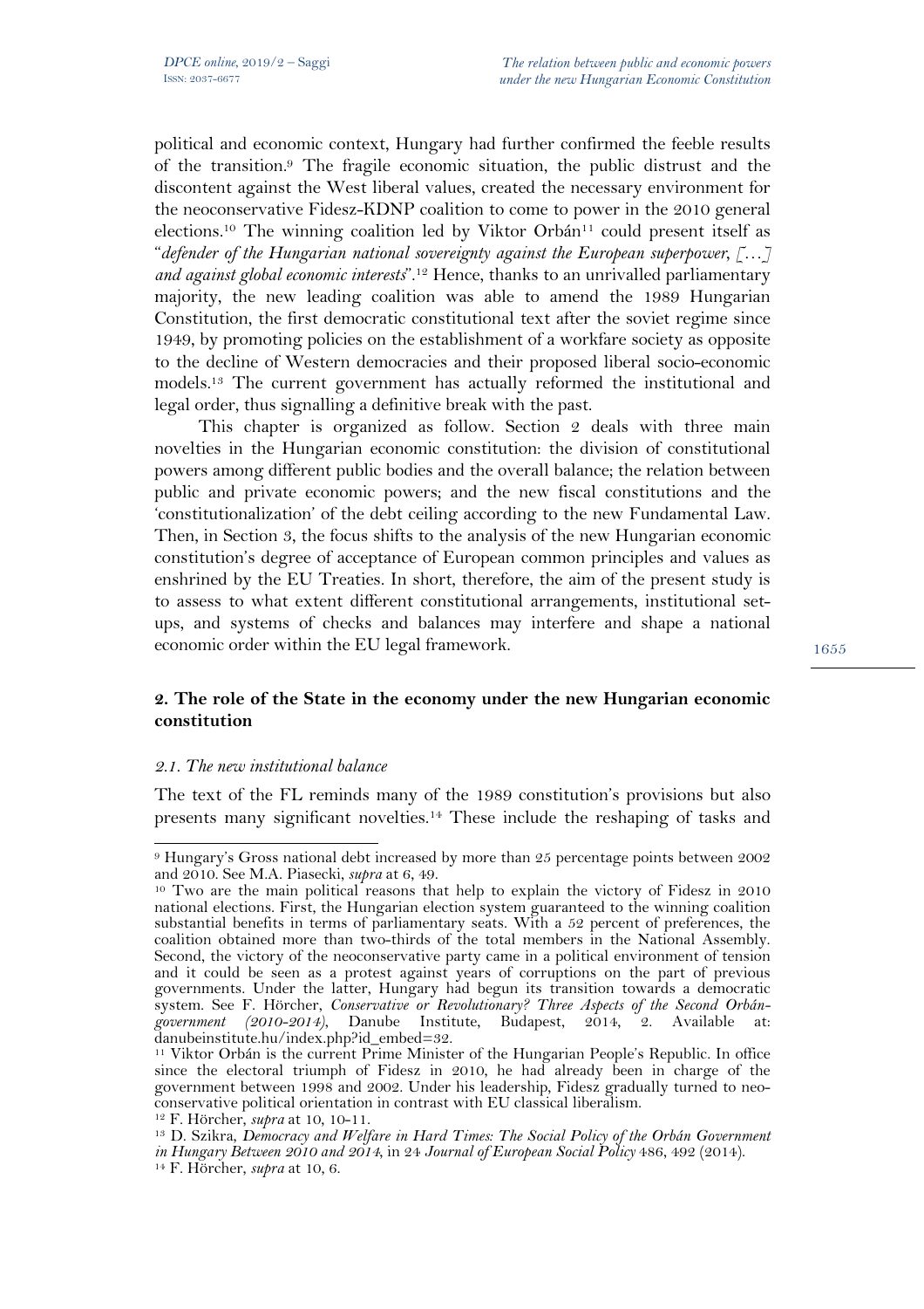political and economic context, Hungary had further confirmed the feeble results of the transition.[9] The fragile economic situation, the public distrust and the discontent against the West liberal values, created the necessary environment for the neoconservative Fidesz-KDNP coalition to come to power in the 2010 general elections.[10] The winning coalition led by Viktor Orbán[11] could present itself as "*defender of the Hungarian national sovereignty against the European superpower, […] and against global economic interests*".[12] Hence, thanks to an unrivalled parliamentary majority, the new leading coalition was able to amend the 1989 Hungarian Constitution, the first democratic constitutional text after the soviet regime since 1949, by promoting policies on the establishment of a workfare society as opposite to the decline of Western democracies and their proposed liberal socio-economic models.[13] The current government has actually reformed the institutional and legal order, thus signalling a definitive break with the past.

This chapter is organized as follow. Section 2 deals with three main novelties in the Hungarian economic constitution: the division of constitutional powers among different public bodies and the overall balance; the relation between public and private economic powers; and the new fiscal constitutions and the 'constitutionalization' of the debt ceiling according to the new Fundamental Law. Then, in Section 3, the focus shifts to the analysis of the new Hungarian economic constitution's degree of acceptance of European common principles and values as enshrined by the EU Treaties. In short, therefore, the aim of the present study is to assess to what extent different constitutional arrangements, institutional set-ups, and systems of checks and balances may interfere and shape a national economic order within the EU legal framework.

## 2. The role of the State in the economy under the new Hungarian economic constitution

### *2.1. The new institutional balance*

The text of the FL reminds many of the 1989 constitution's provisions but also presents many significant novelties.[14] These include the reshaping of tasks and

---

[9] Hungary's Gross national debt increased by more than 25 percentage points between 2002 and 2010. See M.A. Piasecki, *supra* at 6, 49.

[10] Two are the main political reasons that help to explain the victory of Fidesz in 2010 national elections. First, the Hungarian election system guaranteed to the winning coalition substantial benefits in terms of parliamentary seats. With a 52 percent of preferences, the coalition obtained more than two-thirds of the total members in the National Assembly. Second, the victory of the neoconservative party came in a political environment of tension and it could be seen as a protest against years of corruptions on the part of previous governments. Under the latter, Hungary had begun its transition towards a democratic system. See F. Hörcher, *Conservative or Revolutionary? Three Aspects of the Second Orbán-government (2010-2014)*, Danube Institute, Budapest, 2014, 2. Available at: danubeinstitute.hu/index.php?id_embed=32.

[11] Viktor Orbán is the current Prime Minister of the Hungarian People's Republic. In office since the electoral triumph of Fidesz in 2010, he had already been in charge of the government between 1998 and 2002. Under his leadership, Fidesz gradually turned to neo-conservative political orientation in contrast with EU classical liberalism.

[12] F. Hörcher, *supra* at 10, 10-11.

[13] D. Szikra, *Democracy and Welfare in Hard Times: The Social Policy of the Orbán Government in Hungary Between 2010 and 2014*, in 24 *Journal of European Social Policy* 486, 492 (2014).

[14] F. Hörcher, *supra* at 10, 6.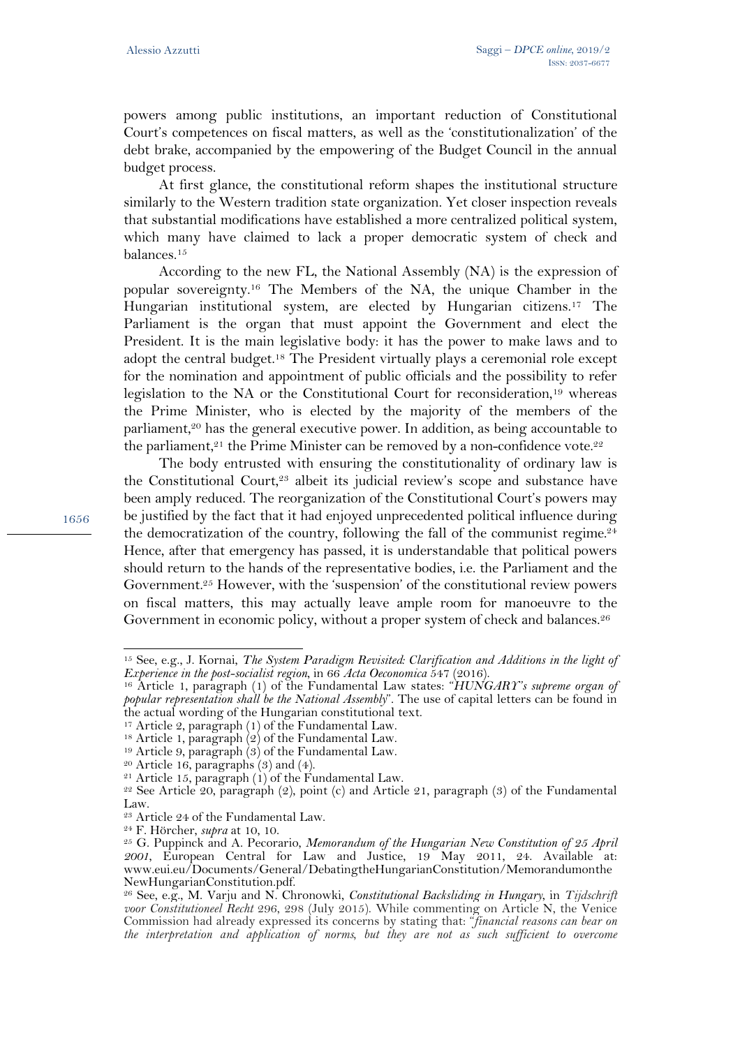powers among public institutions, an important reduction of Constitutional Court's competences on fiscal matters, as well as the 'constitutionalization' of the debt brake, accompanied by the empowering of the Budget Council in the annual budget process.

At first glance, the constitutional reform shapes the institutional structure similarly to the Western tradition state organization. Yet closer inspection reveals that substantial modifications have established a more centralized political system, which many have claimed to lack a proper democratic system of check and balances.[15]

According to the new FL, the National Assembly (NA) is the expression of popular sovereignty.[16] The Members of the NA, the unique Chamber in the Hungarian institutional system, are elected by Hungarian citizens.[17] The Parliament is the organ that must appoint the Government and elect the President. It is the main legislative body: it has the power to make laws and to adopt the central budget.[18] The President virtually plays a ceremonial role except for the nomination and appointment of public officials and the possibility to refer legislation to the NA or the Constitutional Court for reconsideration,[19] whereas the Prime Minister, who is elected by the majority of the members of the parliament,[20] has the general executive power. In addition, as being accountable to the parliament,[21] the Prime Minister can be removed by a non-confidence vote.[22]

The body entrusted with ensuring the constitutionality of ordinary law is the Constitutional Court,[23] albeit its judicial review's scope and substance have been amply reduced. The reorganization of the Constitutional Court's powers may be justified by the fact that it had enjoyed unprecedented political influence during the democratization of the country, following the fall of the communist regime.[24] Hence, after that emergency has passed, it is understandable that political powers should return to the hands of the representative bodies, i.e. the Parliament and the Government.[25] However, with the 'suspension' of the constitutional review powers on fiscal matters, this may actually leave ample room for manoeuvre to the Government in economic policy, without a proper system of check and balances.[26]

---

[15] See, e.g., J. Kornai, *The System Paradigm Revisited: Clarification and Additions in the light of Experience in the post-socialist region*, in 66 *Acta Oeconomica* 547 (2016).

[16] Article 1, paragraph (1) of the Fundamental Law states: "*HUNGARY's supreme organ of popular representation shall be the National Assembly*". The use of capital letters can be found in the actual wording of the Hungarian constitutional text.

[17] Article 2, paragraph (1) of the Fundamental Law.

[18] Article 1, paragraph (2) of the Fundamental Law.

[19] Article 9, paragraph (3) of the Fundamental Law.

[20] Article 16, paragraphs (3) and (4).

[21] Article 15, paragraph (1) of the Fundamental Law.

[22] See Article 20, paragraph (2), point (c) and Article 21, paragraph (3) of the Fundamental Law.

[23] Article 24 of the Fundamental Law.

[24] F. Hörcher, *supra* at 10, 10.

[25] G. Puppinck and A. Pecorario, *Memorandum of the Hungarian New Constitution of 25 April 2001*, European Central for Law and Justice, 19 May 2011, 24. Available at: www.eui.eu/Documents/General/DebatingtheHungarianConstitution/MemorandumontheNewHungarianConstitution.pdf.

[26] See, e.g., M. Varju and N. Chronowki, *Constitutional Backsliding in Hungary*, in *Tijdschrift voor Constitutioneel Recht* 296, 298 (July 2015). While commenting on Article N, the Venice Commission had already expressed its concerns by stating that: "*financial reasons can bear on the interpretation and application of norms, but they are not as such sufficient to overcome*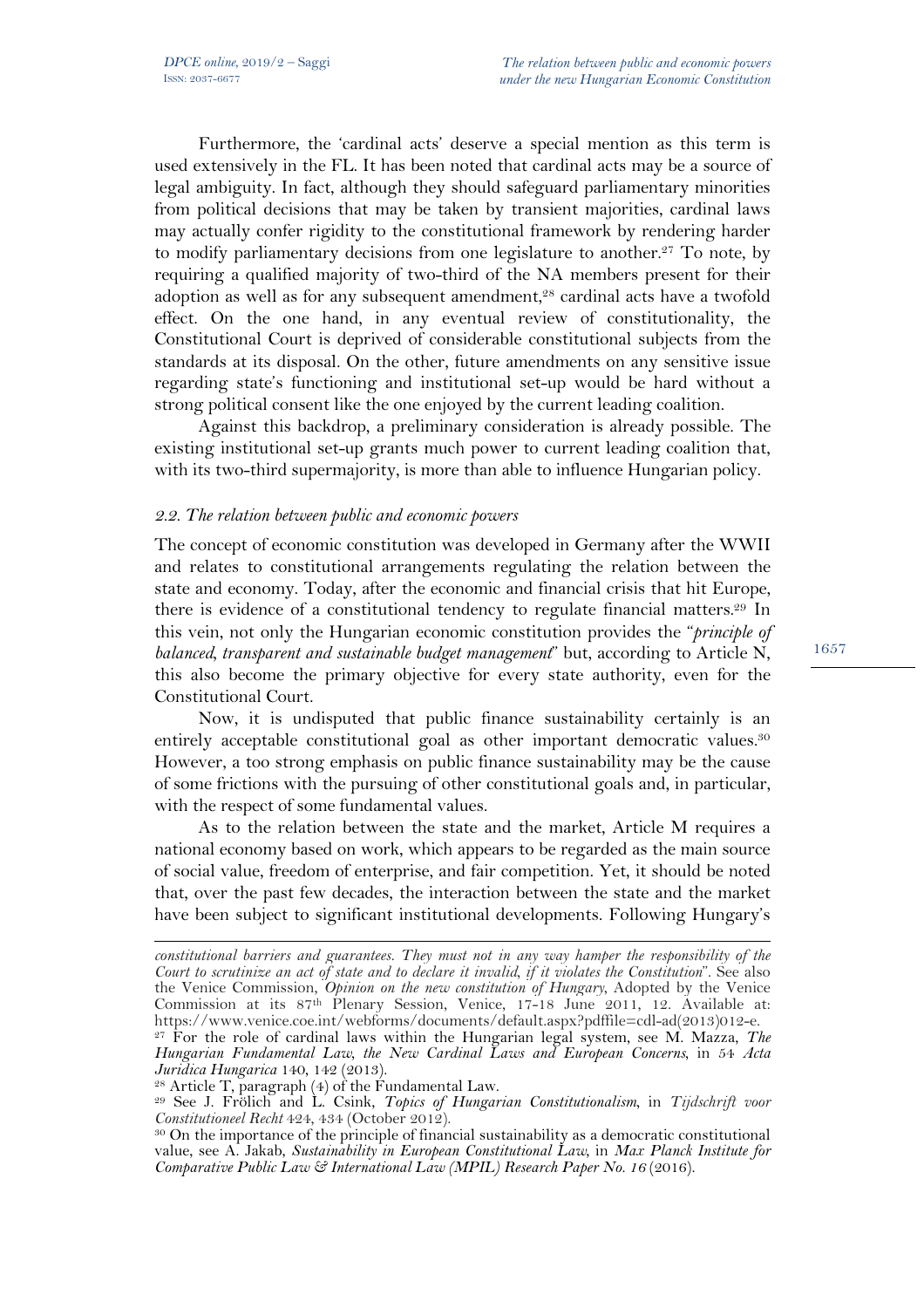Furthermore, the 'cardinal acts' deserve a special mention as this term is used extensively in the FL. It has been noted that cardinal acts may be a source of legal ambiguity. In fact, although they should safeguard parliamentary minorities from political decisions that may be taken by transient majorities, cardinal laws may actually confer rigidity to the constitutional framework by rendering harder to modify parliamentary decisions from one legislature to another.[27] To note, by requiring a qualified majority of two-third of the NA members present for their adoption as well as for any subsequent amendment,[28] cardinal acts have a twofold effect. On the one hand, in any eventual review of constitutionality, the Constitutional Court is deprived of considerable constitutional subjects from the standards at its disposal. On the other, future amendments on any sensitive issue regarding state's functioning and institutional set-up would be hard without a strong political consent like the one enjoyed by the current leading coalition.

Against this backdrop, a preliminary consideration is already possible. The existing institutional set-up grants much power to current leading coalition that, with its two-third supermajority, is more than able to influence Hungarian policy.

### *2.2. The relation between public and economic powers*

The concept of economic constitution was developed in Germany after the WWII and relates to constitutional arrangements regulating the relation between the state and economy. Today, after the economic and financial crisis that hit Europe, there is evidence of a constitutional tendency to regulate financial matters.[29] In this vein, not only the Hungarian economic constitution provides the "*principle of balanced, transparent and sustainable budget management*" but, according to Article N, this also become the primary objective for every state authority, even for the Constitutional Court.

Now, it is undisputed that public finance sustainability certainly is an entirely acceptable constitutional goal as other important democratic values.[30] However, a too strong emphasis on public finance sustainability may be the cause of some frictions with the pursuing of other constitutional goals and, in particular, with the respect of some fundamental values.

As to the relation between the state and the market, Article M requires a national economy based on work, which appears to be regarded as the main source of social value, freedom of enterprise, and fair competition. Yet, it should be noted that, over the past few decades, the interaction between the state and the market have been subject to significant institutional developments. Following Hungary's

---

*constitutional barriers and guarantees. They must not in any way hamper the responsibility of the Court to scrutinize an act of state and to declare it invalid, if it violates the Constitution*". See also the Venice Commission, *Opinion on the new constitution of Hungary*, Adopted by the Venice Commission at its 87th Plenary Session, Venice, 17-18 June 2011, 12. Available at: https://www.venice.coe.int/webforms/documents/default.aspx?pdffile=cdl-ad(2013)012-e.

[27] For the role of cardinal laws within the Hungarian legal system, see M. Mazza, *The Hungarian Fundamental Law, the New Cardinal Laws and European Concerns*, in 54 *Acta Juridica Hungarica* 140, 142 (2013).

[28] Article T, paragraph (4) of the Fundamental Law.

[29] See J. Frölich and L. Csink, *Topics of Hungarian Constitutionalism*, in *Tijdschrift voor Constitutioneel Recht* 424, 434 (October 2012).

[30] On the importance of the principle of financial sustainability as a democratic constitutional value, see A. Jakab, *Sustainability in European Constitutional Law*, in *Max Planck Institute for Comparative Public Law & International Law (MPIL) Research Paper No. 16* (2016).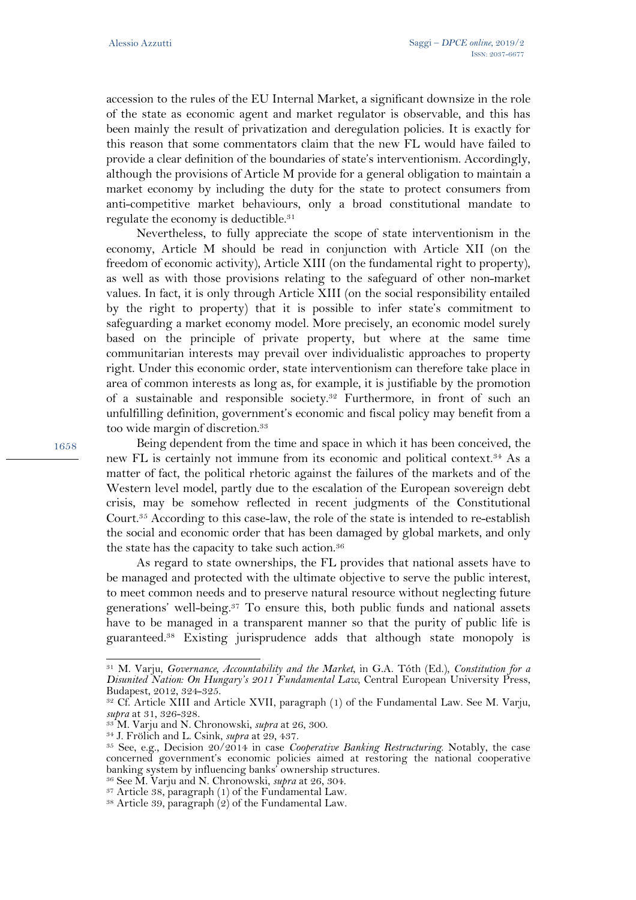accession to the rules of the EU Internal Market, a significant downsize in the role of the state as economic agent and market regulator is observable, and this has been mainly the result of privatization and deregulation policies. It is exactly for this reason that some commentators claim that the new FL would have failed to provide a clear definition of the boundaries of state's interventionism. Accordingly, although the provisions of Article M provide for a general obligation to maintain a market economy by including the duty for the state to protect consumers from anti-competitive market behaviours, only a broad constitutional mandate to regulate the economy is deductible.[31]

Nevertheless, to fully appreciate the scope of state interventionism in the economy, Article M should be read in conjunction with Article XII (on the freedom of economic activity), Article XIII (on the fundamental right to property), as well as with those provisions relating to the safeguard of other non-market values. In fact, it is only through Article XIII (on the social responsibility entailed by the right to property) that it is possible to infer state's commitment to safeguarding a market economy model. More precisely, an economic model surely based on the principle of private property, but where at the same time communitarian interests may prevail over individualistic approaches to property right. Under this economic order, state interventionism can therefore take place in area of common interests as long as, for example, it is justifiable by the promotion of a sustainable and responsible society.[32] Furthermore, in front of such an unfulfilling definition, government's economic and fiscal policy may benefit from a too wide margin of discretion.[33]

Being dependent from the time and space in which it has been conceived, the new FL is certainly not immune from its economic and political context.[34] As a matter of fact, the political rhetoric against the failures of the markets and of the Western level model, partly due to the escalation of the European sovereign debt crisis, may be somehow reflected in recent judgments of the Constitutional Court.[35] According to this case-law, the role of the state is intended to re-establish the social and economic order that has been damaged by global markets, and only the state has the capacity to take such action.[36]

As regard to state ownerships, the FL provides that national assets have to be managed and protected with the ultimate objective to serve the public interest, to meet common needs and to preserve natural resource without neglecting future generations' well-being.[37] To ensure this, both public funds and national assets have to be managed in a transparent manner so that the purity of public life is guaranteed.[38] Existing jurisprudence adds that although state monopoly is

---

[31] M. Varju, *Governance, Accountability and the Market*, in G.A. Tóth (Ed.), *Constitution for a Disunited Nation: On Hungary's 2011 Fundamental Law*, Central European University Press, Budapest, 2012, 324-325.

[32] Cf. Article XIII and Article XVII, paragraph (1) of the Fundamental Law. See M. Varju, *supra* at 31, 326-328.

[33] M. Varju and N. Chronowski, *supra* at 26, 300.

[34] J. Frölich and L. Csink, *supra* at 29, 437.

[35] See, e.g., Decision 20/2014 in case *Cooperative Banking Restructuring*. Notably, the case concerned government's economic policies aimed at restoring the national cooperative banking system by influencing banks' ownership structures.

[36] See M. Varju and N. Chronowski, *supra* at 26, 304.

[37] Article 38, paragraph (1) of the Fundamental Law.

[38] Article 39, paragraph (2) of the Fundamental Law.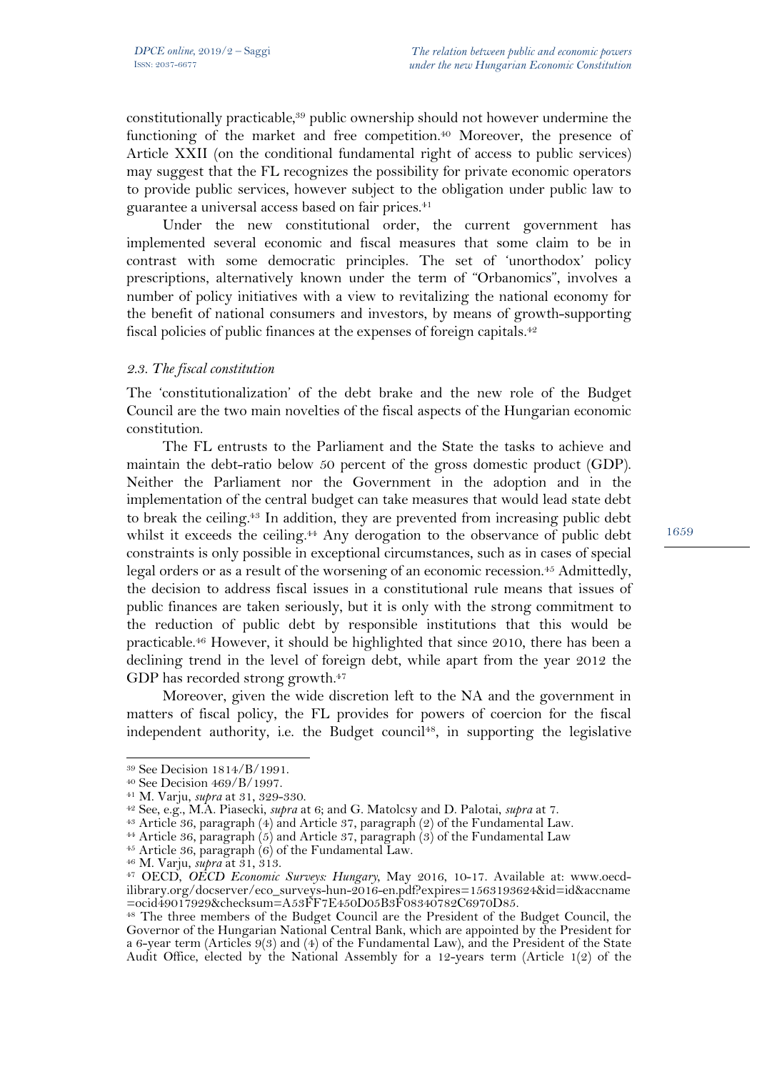constitutionally practicable,[39] public ownership should not however undermine the functioning of the market and free competition.[40] Moreover, the presence of Article XXII (on the conditional fundamental right of access to public services) may suggest that the FL recognizes the possibility for private economic operators to provide public services, however subject to the obligation under public law to guarantee a universal access based on fair prices.[41]

Under the new constitutional order, the current government has implemented several economic and fiscal measures that some claim to be in contrast with some democratic principles. The set of 'unorthodox' policy prescriptions, alternatively known under the term of "Orbanomics", involves a number of policy initiatives with a view to revitalizing the national economy for the benefit of national consumers and investors, by means of growth-supporting fiscal policies of public finances at the expenses of foreign capitals.[42]

### *2.3. The fiscal constitution*

The 'constitutionalization' of the debt brake and the new role of the Budget Council are the two main novelties of the fiscal aspects of the Hungarian economic constitution.

The FL entrusts to the Parliament and the State the tasks to achieve and maintain the debt-ratio below 50 percent of the gross domestic product (GDP). Neither the Parliament nor the Government in the adoption and in the implementation of the central budget can take measures that would lead state debt to break the ceiling.[43] In addition, they are prevented from increasing public debt whilst it exceeds the ceiling.[44] Any derogation to the observance of public debt constraints is only possible in exceptional circumstances, such as in cases of special legal orders or as a result of the worsening of an economic recession.[45] Admittedly, the decision to address fiscal issues in a constitutional rule means that issues of public finances are taken seriously, but it is only with the strong commitment to the reduction of public debt by responsible institutions that this would be practicable.[46] However, it should be highlighted that since 2010, there has been a declining trend in the level of foreign debt, while apart from the year 2012 the GDP has recorded strong growth.[47]

Moreover, given the wide discretion left to the NA and the government in matters of fiscal policy, the FL provides for powers of coercion for the fiscal independent authority, i.e. the Budget council[48], in supporting the legislative

---

[39] See Decision 1814/B/1991.

[40] See Decision 469/B/1997.

[41] M. Varju, *supra* at 31, 329-330.

[42] See, e.g., M.A. Piasecki, *supra* at 6; and G. Matolcsy and D. Palotai, *supra* at 7.

[43] Article 36, paragraph (4) and Article 37, paragraph (2) of the Fundamental Law.

[44] Article 36, paragraph (5) and Article 37, paragraph (3) of the Fundamental Law

[45] Article 36, paragraph (6) of the Fundamental Law.

[46] M. Varju, *supra* at 31, 313.

[47] OECD, *OECD Economic Surveys: Hungary*, May 2016, 10-17. Available at: www.oecd-ilibrary.org/docserver/eco_surveys-hun-2016-en.pdf?expires=1563193624&id=id&accname=ocid49017929&checksum=A53FF7E450D05B3F08340782C6970D85.

[48] The three members of the Budget Council are the President of the Budget Council, the Governor of the Hungarian National Central Bank, which are appointed by the President for a 6-year term (Articles 9(3) and (4) of the Fundamental Law), and the President of the State Audit Office, elected by the National Assembly for a 12-years term (Article 1(2) of the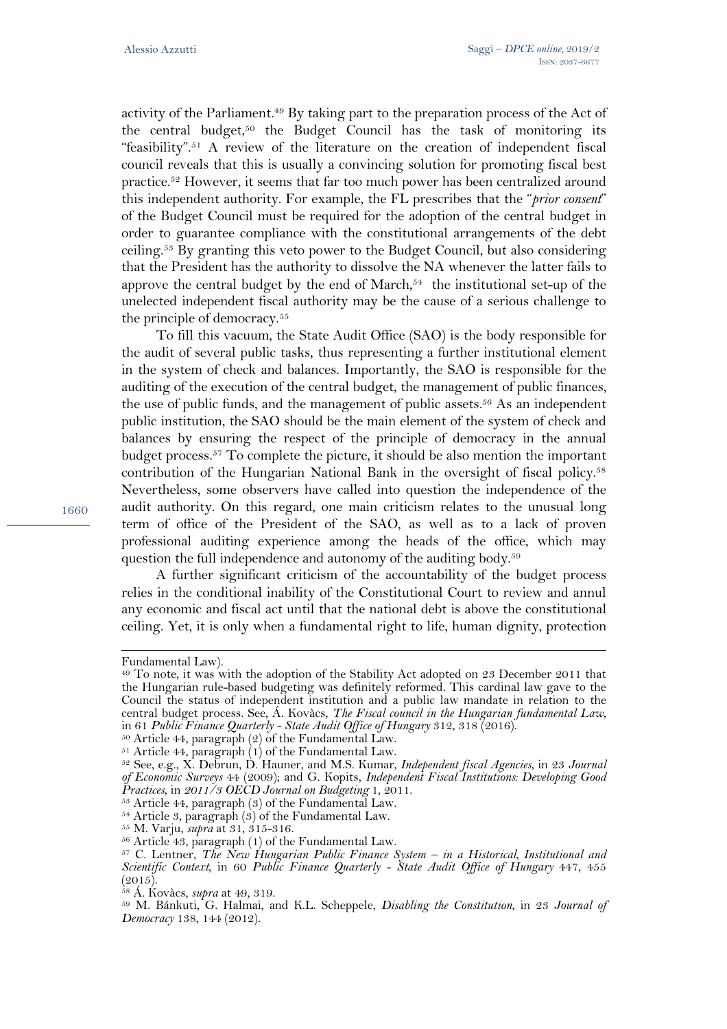activity of the Parliament.[49] By taking part to the preparation process of the Act of the central budget,[50] the Budget Council has the task of monitoring its "feasibility".[51] A review of the literature on the creation of independent fiscal council reveals that this is usually a convincing solution for promoting fiscal best practice.[52] However, it seems that far too much power has been centralized around this independent authority. For example, the FL prescribes that the "*prior consent*" of the Budget Council must be required for the adoption of the central budget in order to guarantee compliance with the constitutional arrangements of the debt ceiling.[53] By granting this veto power to the Budget Council, but also considering that the President has the authority to dissolve the NA whenever the latter fails to approve the central budget by the end of March,[54] the institutional set-up of the unelected independent fiscal authority may be the cause of a serious challenge to the principle of democracy.[55]

To fill this vacuum, the State Audit Office (SAO) is the body responsible for the audit of several public tasks, thus representing a further institutional element in the system of check and balances. Importantly, the SAO is responsible for the auditing of the execution of the central budget, the management of public finances, the use of public funds, and the management of public assets.[56] As an independent public institution, the SAO should be the main element of the system of check and balances by ensuring the respect of the principle of democracy in the annual budget process.[57] To complete the picture, it should be also mention the important contribution of the Hungarian National Bank in the oversight of fiscal policy.[58] Nevertheless, some observers have called into question the independence of the audit authority. On this regard, one main criticism relates to the unusual long term of office of the President of the SAO, as well as to a lack of proven professional auditing experience among the heads of the office, which may question the full independence and autonomy of the auditing body.[59]

A further significant criticism of the accountability of the budget process relies in the conditional inability of the Constitutional Court to review and annul any economic and fiscal act until that the national debt is above the constitutional ceiling. Yet, it is only when a fundamental right to life, human dignity, protection

---

Fundamental Law).

[49] To note, it was with the adoption of the Stability Act adopted on 23 December 2011 that the Hungarian rule-based budgeting was definitely reformed. This cardinal law gave to the Council the status of independent institution and a public law mandate in relation to the central budget process. See, Á. Kovàcs, *The Fiscal council in the Hungarian fundamental Law*, in 61 *Public Finance Quarterly - State Audit Office of Hungary* 312, 318 (2016).

[50] Article 44, paragraph (2) of the Fundamental Law.

[51] Article 44, paragraph (1) of the Fundamental Law.

[52] See, e.g., X. Debrun, D. Hauner, and M.S. Kumar, *Independent fiscal Agencies*, in 23 *Journal of Economic Surveys* 44 (2009); and G. Kopits, *Independent Fiscal Institutions: Developing Good Practices*, in *2011/3 OECD Journal on Budgeting* 1, 2011.

[53] Article 44, paragraph (3) of the Fundamental Law.

[54] Article 3, paragraph (3) of the Fundamental Law.

[55] M. Varju, *supra* at 31, 315-316.

[56] Article 43, paragraph (1) of the Fundamental Law.

[57] C. Lentner, *The New Hungarian Public Finance System – in a Historical, Institutional and Scientific Context*, in 60 *Public Finance Quarterly - State Audit Office of Hungary* 447, 455 (2015).

[58] Á. Kovàcs, *supra* at 49, 319.

[59] M. Bánkuti, G. Halmai, and K.L. Scheppele, *Disabling the Constitution*, in 23 *Journal of Democracy* 138, 144 (2012).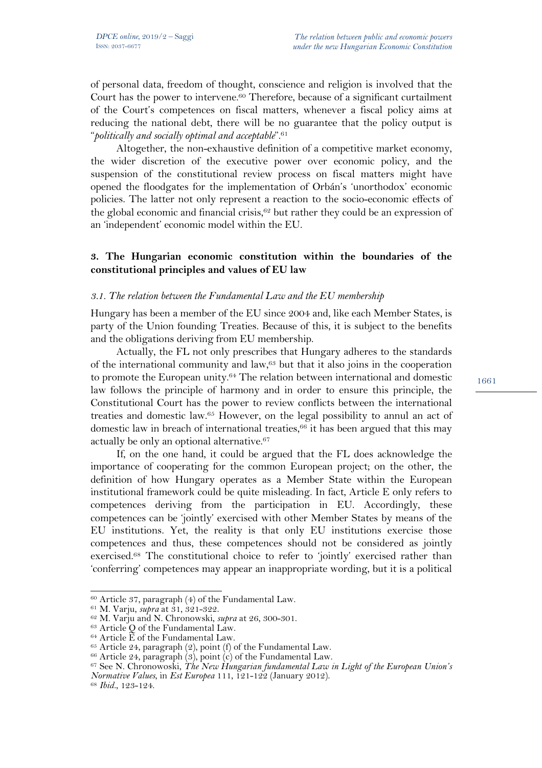of personal data, freedom of thought, conscience and religion is involved that the Court has the power to intervene.[60] Therefore, because of a significant curtailment of the Court's competences on fiscal matters, whenever a fiscal policy aims at reducing the national debt, there will be no guarantee that the policy output is "*politically and socially optimal and acceptable*".[61]

Altogether, the non-exhaustive definition of a competitive market economy, the wider discretion of the executive power over economic policy, and the suspension of the constitutional review process on fiscal matters might have opened the floodgates for the implementation of Orbán's 'unorthodox' economic policies. The latter not only represent a reaction to the socio-economic effects of the global economic and financial crisis,[62] but rather they could be an expression of an 'independent' economic model within the EU.

## 3. The Hungarian economic constitution within the boundaries of the constitutional principles and values of EU law

### *3.1. The relation between the Fundamental Law and the EU membership*

Hungary has been a member of the EU since 2004 and, like each Member States, is party of the Union founding Treaties. Because of this, it is subject to the benefits and the obligations deriving from EU membership.

Actually, the FL not only prescribes that Hungary adheres to the standards of the international community and law,[63] but that it also joins in the cooperation to promote the European unity.[64] The relation between international and domestic law follows the principle of harmony and in order to ensure this principle, the Constitutional Court has the power to review conflicts between the international treaties and domestic law.[65] However, on the legal possibility to annul an act of domestic law in breach of international treaties,[66] it has been argued that this may actually be only an optional alternative.[67]

If, on the one hand, it could be argued that the FL does acknowledge the importance of cooperating for the common European project; on the other, the definition of how Hungary operates as a Member State within the European institutional framework could be quite misleading. In fact, Article E only refers to competences deriving from the participation in EU. Accordingly, these competences can be 'jointly' exercised with other Member States by means of the EU institutions. Yet, the reality is that only EU institutions exercise those competences and thus, these competences should not be considered as jointly exercised.[68] The constitutional choice to refer to 'jointly' exercised rather than 'conferring' competences may appear an inappropriate wording, but it is a political

---

[60] Article 37, paragraph (4) of the Fundamental Law.
[61] M. Varju, *supra* at 31, 321-322.
[62] M. Varju and N. Chronowski, *supra* at 26, 300-301.
[63] Article Q of the Fundamental Law.
[64] Article E of the Fundamental Law.
[65] Article 24, paragraph (2), point (f) of the Fundamental Law.
[66] Article 24, paragraph (3), point (c) of the Fundamental Law.
[67] See N. Chronowoski, *The New Hungarian fundamental Law in Light of the European Union's Normative Values*, in *Est Europea* 111, 121-122 (January 2012).
[68] *Ibid.*, 123-124.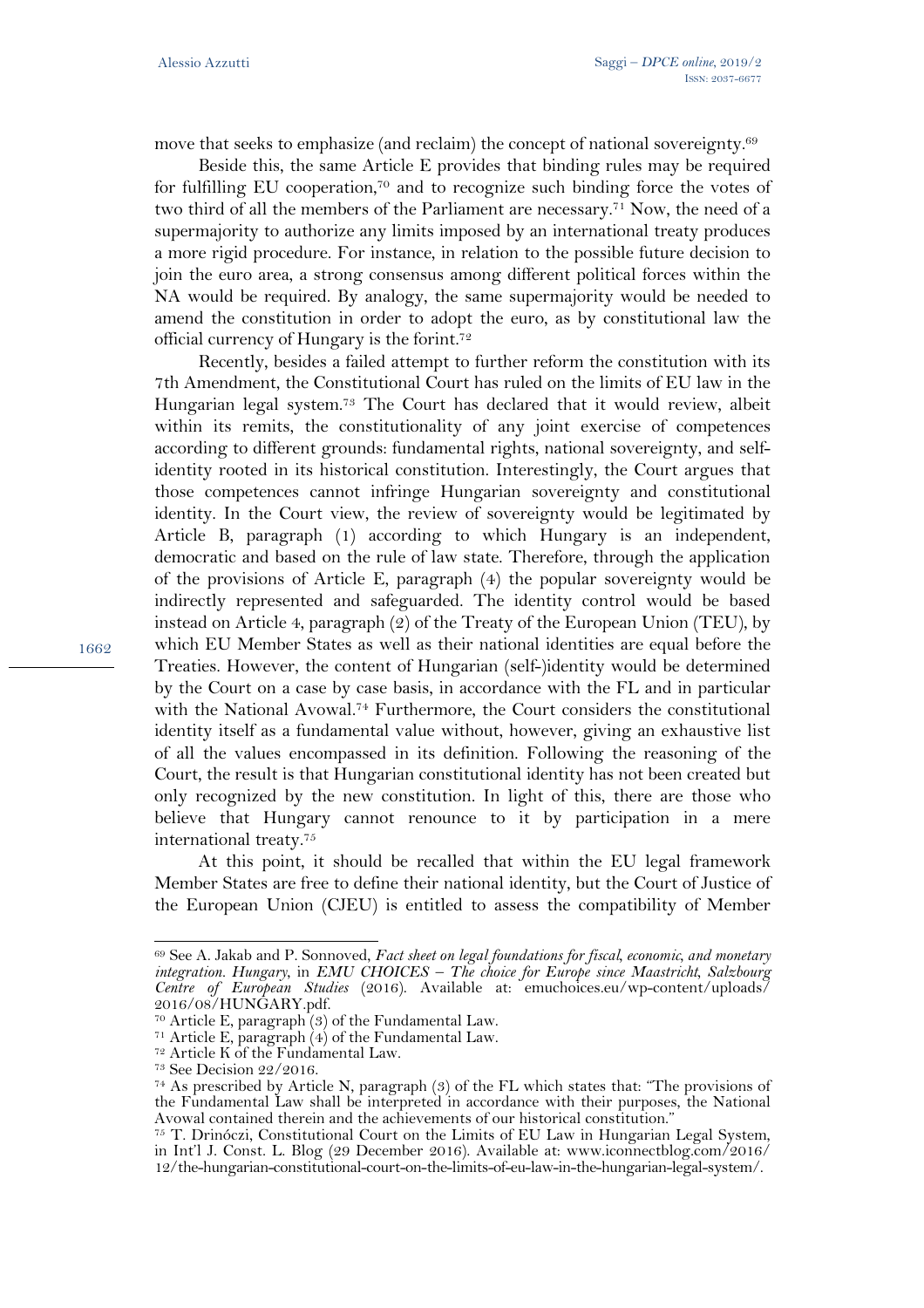move that seeks to emphasize (and reclaim) the concept of national sovereignty.[69]

Beside this, the same Article E provides that binding rules may be required for fulfilling EU cooperation,[70] and to recognize such binding force the votes of two third of all the members of the Parliament are necessary.[71] Now, the need of a supermajority to authorize any limits imposed by an international treaty produces a more rigid procedure. For instance, in relation to the possible future decision to join the euro area, a strong consensus among different political forces within the NA would be required. By analogy, the same supermajority would be needed to amend the constitution in order to adopt the euro, as by constitutional law the official currency of Hungary is the forint.[72]

Recently, besides a failed attempt to further reform the constitution with its 7th Amendment, the Constitutional Court has ruled on the limits of EU law in the Hungarian legal system.[73] The Court has declared that it would review, albeit within its remits, the constitutionality of any joint exercise of competences according to different grounds: fundamental rights, national sovereignty, and self-identity rooted in its historical constitution. Interestingly, the Court argues that those competences cannot infringe Hungarian sovereignty and constitutional identity. In the Court view, the review of sovereignty would be legitimated by Article B, paragraph (1) according to which Hungary is an independent, democratic and based on the rule of law state. Therefore, through the application of the provisions of Article E, paragraph (4) the popular sovereignty would be indirectly represented and safeguarded. The identity control would be based instead on Article 4, paragraph (2) of the Treaty of the European Union (TEU), by which EU Member States as well as their national identities are equal before the Treaties. However, the content of Hungarian (self-)identity would be determined by the Court on a case by case basis, in accordance with the FL and in particular with the National Avowal.[74] Furthermore, the Court considers the constitutional identity itself as a fundamental value without, however, giving an exhaustive list of all the values encompassed in its definition. Following the reasoning of the Court, the result is that Hungarian constitutional identity has not been created but only recognized by the new constitution. In light of this, there are those who believe that Hungary cannot renounce to it by participation in a mere international treaty.[75]

At this point, it should be recalled that within the EU legal framework Member States are free to define their national identity, but the Court of Justice of the European Union (CJEU) is entitled to assess the compatibility of Member

---

[69] See A. Jakab and P. Sonnoved, *Fact sheet on legal foundations for fiscal, economic, and monetary integration. Hungary*, in *EMU CHOICES – The choice for Europe since Maastricht, Salzbourg Centre of European Studies* (2016). Available at: emuchoices.eu/wp-content/uploads/2016/08/HUNGARY.pdf.

[70] Article E, paragraph (3) of the Fundamental Law.

[71] Article E, paragraph (4) of the Fundamental Law.

[72] Article K of the Fundamental Law.

[73] See Decision 22/2016.

[74] As prescribed by Article N, paragraph (3) of the FL which states that: "The provisions of the Fundamental Law shall be interpreted in accordance with their purposes, the National Avowal contained therein and the achievements of our historical constitution."

[75] T. Drinóczi, Constitutional Court on the Limits of EU Law in Hungarian Legal System, in Int'l J. Const. L. Blog (29 December 2016). Available at: www.iconnectblog.com/2016/12/the-hungarian-constitutional-court-on-the-limits-of-eu-law-in-the-hungarian-legal-system/.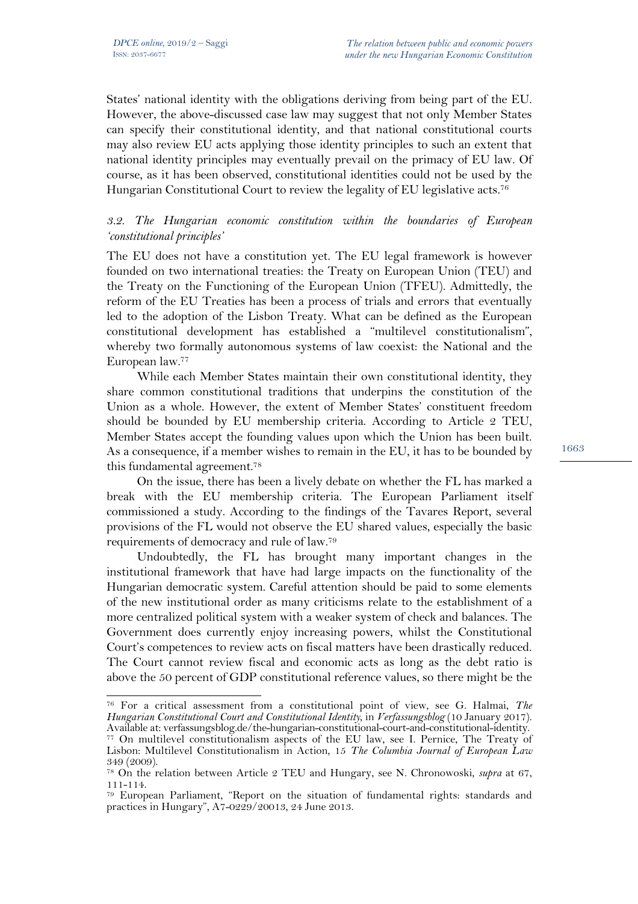States' national identity with the obligations deriving from being part of the EU. However, the above-discussed case law may suggest that not only Member States can specify their constitutional identity, and that national constitutional courts may also review EU acts applying those identity principles to such an extent that national identity principles may eventually prevail on the primacy of EU law. Of course, as it has been observed, constitutional identities could not be used by the Hungarian Constitutional Court to review the legality of EU legislative acts.[76]

### *3.2. The Hungarian economic constitution within the boundaries of European 'constitutional principles'*

The EU does not have a constitution yet. The EU legal framework is however founded on two international treaties: the Treaty on European Union (TEU) and the Treaty on the Functioning of the European Union (TFEU). Admittedly, the reform of the EU Treaties has been a process of trials and errors that eventually led to the adoption of the Lisbon Treaty. What can be defined as the European constitutional development has established a "multilevel constitutionalism", whereby two formally autonomous systems of law coexist: the National and the European law.[77]

While each Member States maintain their own constitutional identity, they share common constitutional traditions that underpins the constitution of the Union as a whole. However, the extent of Member States' constituent freedom should be bounded by EU membership criteria. According to Article 2 TEU, Member States accept the founding values upon which the Union has been built. As a consequence, if a member wishes to remain in the EU, it has to be bounded by this fundamental agreement.[78]

On the issue, there has been a lively debate on whether the FL has marked a break with the EU membership criteria. The European Parliament itself commissioned a study. According to the findings of the Tavares Report, several provisions of the FL would not observe the EU shared values, especially the basic requirements of democracy and rule of law.[79]

Undoubtedly, the FL has brought many important changes in the institutional framework that have had large impacts on the functionality of the Hungarian democratic system. Careful attention should be paid to some elements of the new institutional order as many criticisms relate to the establishment of a more centralized political system with a weaker system of check and balances. The Government does currently enjoy increasing powers, whilst the Constitutional Court's competences to review acts on fiscal matters have been drastically reduced. The Court cannot review fiscal and economic acts as long as the debt ratio is above the 50 percent of GDP constitutional reference values, so there might be the

---

[76] For a critical assessment from a constitutional point of view, see G. Halmai, *The Hungarian Constitutional Court and Constitutional Identity*, in *Verfassungsblog* (10 January 2017). Available at: verfassungsblog.de/the-hungarian-constitutional-court-and-constitutional-identity.

[77] On multilevel constitutionalism aspects of the EU law, see I. Pernice, The Treaty of Lisbon: Multilevel Constitutionalism in Action, 15 *The Columbia Journal of European Law* 349 (2009).

[78] On the relation between Article 2 TEU and Hungary, see N. Chronowoski, *supra* at 67, 111-114.

[79] European Parliament, "Report on the situation of fundamental rights: standards and practices in Hungary", A7-0229/20013, 24 June 2013.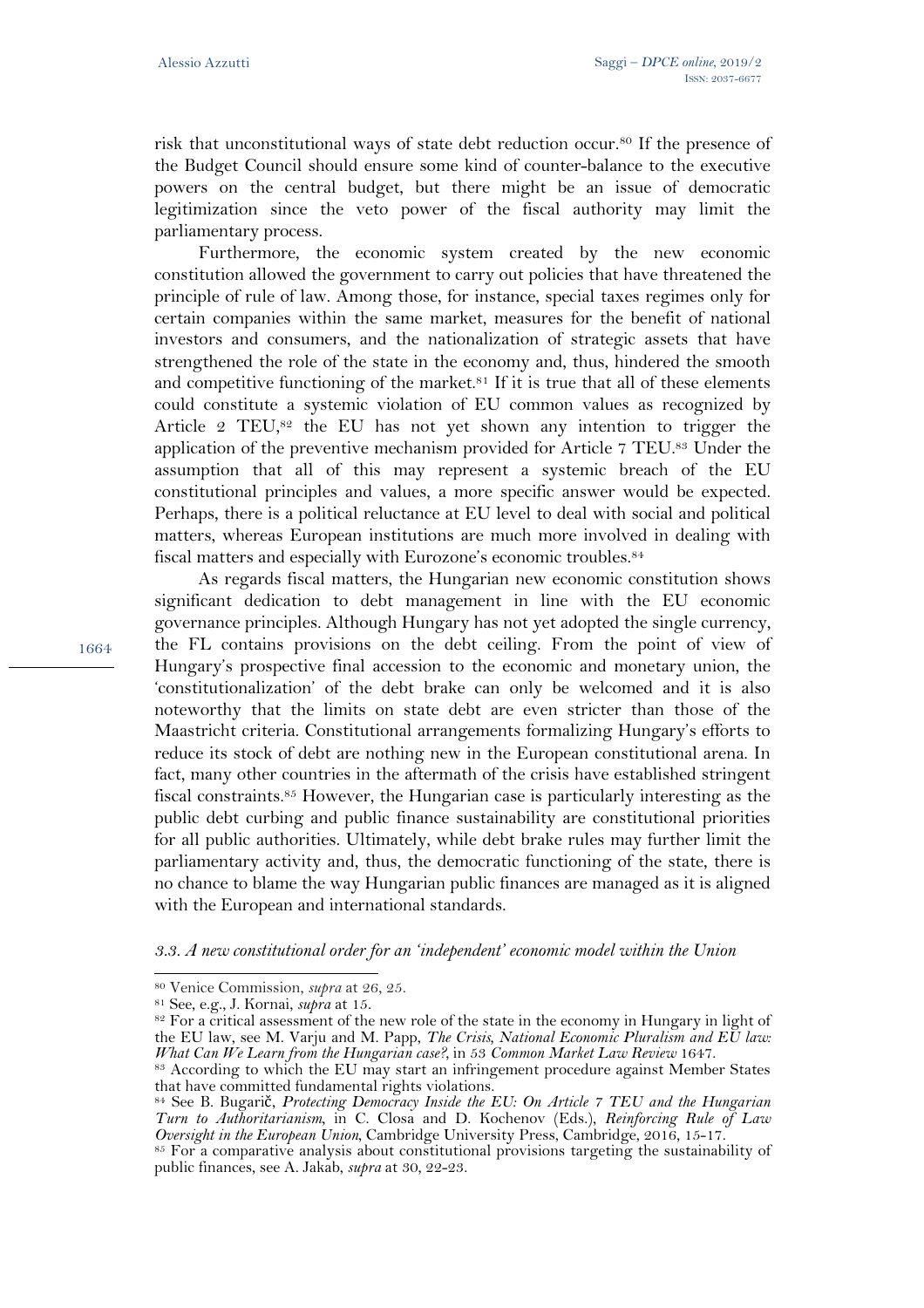risk that unconstitutional ways of state debt reduction occur.[80] If the presence of the Budget Council should ensure some kind of counter-balance to the executive powers on the central budget, but there might be an issue of democratic legitimization since the veto power of the fiscal authority may limit the parliamentary process.

Furthermore, the economic system created by the new economic constitution allowed the government to carry out policies that have threatened the principle of rule of law. Among those, for instance, special taxes regimes only for certain companies within the same market, measures for the benefit of national investors and consumers, and the nationalization of strategic assets that have strengthened the role of the state in the economy and, thus, hindered the smooth and competitive functioning of the market.[81] If it is true that all of these elements could constitute a systemic violation of EU common values as recognized by Article 2 TEU,[82] the EU has not yet shown any intention to trigger the application of the preventive mechanism provided for Article 7 TEU.[83] Under the assumption that all of this may represent a systemic breach of the EU constitutional principles and values, a more specific answer would be expected. Perhaps, there is a political reluctance at EU level to deal with social and political matters, whereas European institutions are much more involved in dealing with fiscal matters and especially with Eurozone's economic troubles.[84]

As regards fiscal matters, the Hungarian new economic constitution shows significant dedication to debt management in line with the EU economic governance principles. Although Hungary has not yet adopted the single currency, the FL contains provisions on the debt ceiling. From the point of view of Hungary's prospective final accession to the economic and monetary union, the 'constitutionalization' of the debt brake can only be welcomed and it is also noteworthy that the limits on state debt are even stricter than those of the Maastricht criteria. Constitutional arrangements formalizing Hungary's efforts to reduce its stock of debt are nothing new in the European constitutional arena. In fact, many other countries in the aftermath of the crisis have established stringent fiscal constraints.[85] However, the Hungarian case is particularly interesting as the public debt curbing and public finance sustainability are constitutional priorities for all public authorities. Ultimately, while debt brake rules may further limit the parliamentary activity and, thus, the democratic functioning of the state, there is no chance to blame the way Hungarian public finances are managed as it is aligned with the European and international standards.

### *3.3. A new constitutional order for an 'independent' economic model within the Union*

---

[80] Venice Commission, *supra* at 26, 25.

[81] See, e.g., J. Kornai, *supra* at 15.

[82] For a critical assessment of the new role of the state in the economy in Hungary in light of the EU law, see M. Varju and M. Papp, *The Crisis, National Economic Pluralism and EU law: What Can We Learn from the Hungarian case?*, in 53 *Common Market Law Review* 1647.

[83] According to which the EU may start an infringement procedure against Member States that have committed fundamental rights violations.

[84] See B. Bugarič, *Protecting Democracy Inside the EU: On Article 7 TEU and the Hungarian Turn to Authoritarianism*, in C. Closa and D. Kochenov (Eds.), *Reinforcing Rule of Law Oversight in the European Union*, Cambridge University Press, Cambridge, 2016, 15-17.

[85] For a comparative analysis about constitutional provisions targeting the sustainability of public finances, see A. Jakab, *supra* at 30, 22-23.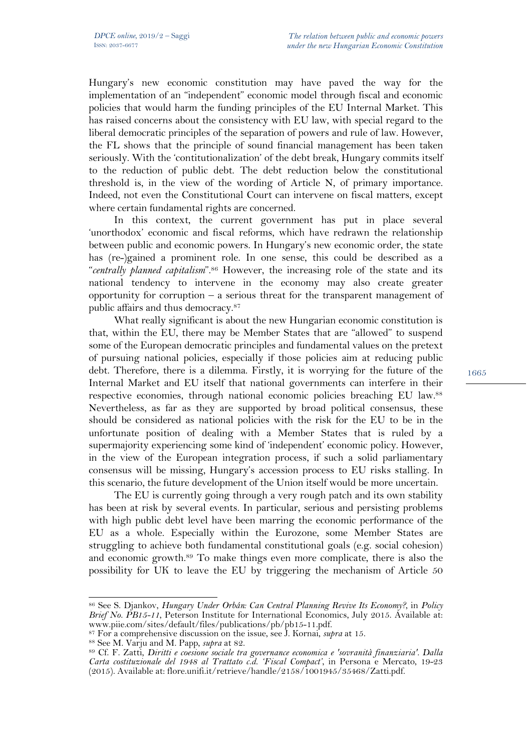Hungary's new economic constitution may have paved the way for the implementation of an "independent" economic model through fiscal and economic policies that would harm the funding principles of the EU Internal Market. This has raised concerns about the consistency with EU law, with special regard to the liberal democratic principles of the separation of powers and rule of law. However, the FL shows that the principle of sound financial management has been taken seriously. With the 'contitutionalization' of the debt break, Hungary commits itself to the reduction of public debt. The debt reduction below the constitutional threshold is, in the view of the wording of Article N, of primary importance. Indeed, not even the Constitutional Court can intervene on fiscal matters, except where certain fundamental rights are concerned.

In this context, the current government has put in place several 'unorthodox' economic and fiscal reforms, which have redrawn the relationship between public and economic powers. In Hungary's new economic order, the state has (re-)gained a prominent role. In one sense, this could be described as a "*centrally planned capitalism*".[86] However, the increasing role of the state and its national tendency to intervene in the economy may also create greater opportunity for corruption – a serious threat for the transparent management of public affairs and thus democracy.[87]

What really significant is about the new Hungarian economic constitution is that, within the EU, there may be Member States that are "allowed" to suspend some of the European democratic principles and fundamental values on the pretext of pursuing national policies, especially if those policies aim at reducing public debt. Therefore, there is a dilemma. Firstly, it is worrying for the future of the Internal Market and EU itself that national governments can interfere in their respective economies, through national economic policies breaching EU law.[88] Nevertheless, as far as they are supported by broad political consensus, these should be considered as national policies with the risk for the EU to be in the unfortunate position of dealing with a Member States that is ruled by a supermajority experiencing some kind of 'independent' economic policy. However, in the view of the European integration process, if such a solid parliamentary consensus will be missing, Hungary's accession process to EU risks stalling. In this scenario, the future development of the Union itself would be more uncertain.

The EU is currently going through a very rough patch and its own stability has been at risk by several events. In particular, serious and persisting problems with high public debt level have been marring the economic performance of the EU as a whole. Especially within the Eurozone, some Member States are struggling to achieve both fundamental constitutional goals (e.g. social cohesion) and economic growth.[89] To make things even more complicate, there is also the possibility for UK to leave the EU by triggering the mechanism of Article 50

---

[86] See S. Djankov, *Hungary Under Orbán: Can Central Planning Revive Its Economy?*, in *Policy Brief No. PB15-11*, Peterson Institute for International Economics, July 2015. Available at: www.piie.com/sites/default/files/publications/pb/pb15-11.pdf.

[87] For a comprehensive discussion on the issue, see J. Kornai, *supra* at 15.

[88] See M. Varju and M. Papp, *supra* at 82.

[89] Cf. F. Zatti, *Diritti e coesione sociale tra governance economica e 'sovranità finanziaria'. Dalla Carta costituzionale del 1948 al Trattato c.d. 'Fiscal Compact'*, in Persona e Mercato, 19-23 (2015). Available at: flore.unifi.it/retrieve/handle/2158/1001945/35468/Zatti.pdf.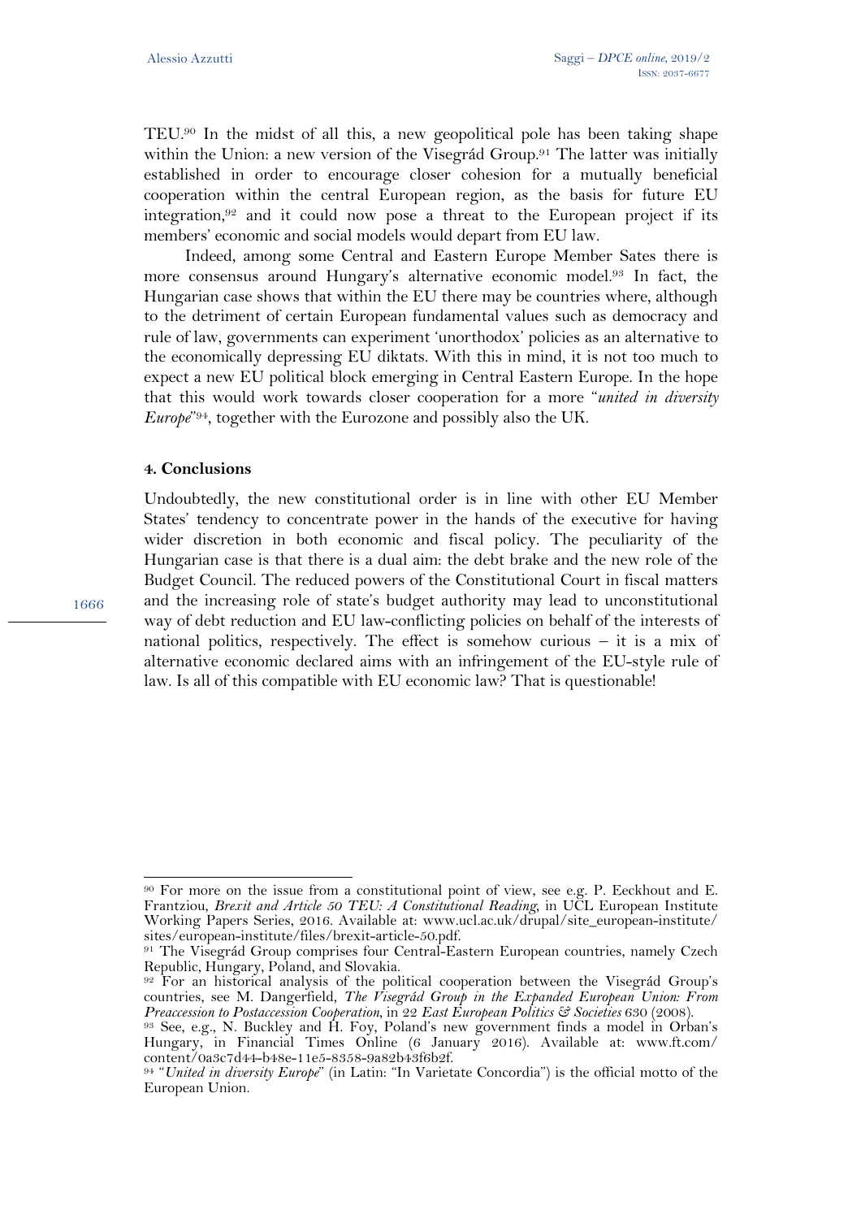TEU.[90] In the midst of all this, a new geopolitical pole has been taking shape within the Union: a new version of the Visegrád Group.[91] The latter was initially established in order to encourage closer cohesion for a mutually beneficial cooperation within the central European region, as the basis for future EU integration,[92] and it could now pose a threat to the European project if its members' economic and social models would depart from EU law.

Indeed, among some Central and Eastern Europe Member Sates there is more consensus around Hungary's alternative economic model.[93] In fact, the Hungarian case shows that within the EU there may be countries where, although to the detriment of certain European fundamental values such as democracy and rule of law, governments can experiment 'unorthodox' policies as an alternative to the economically depressing EU diktats. With this in mind, it is not too much to expect a new EU political block emerging in Central Eastern Europe. In the hope that this would work towards closer cooperation for a more "*united in diversity Europe*"[94], together with the Eurozone and possibly also the UK.

#### 4. Conclusions

Undoubtedly, the new constitutional order is in line with other EU Member States' tendency to concentrate power in the hands of the executive for having wider discretion in both economic and fiscal policy. The peculiarity of the Hungarian case is that there is a dual aim: the debt brake and the new role of the Budget Council. The reduced powers of the Constitutional Court in fiscal matters and the increasing role of state's budget authority may lead to unconstitutional way of debt reduction and EU law-conflicting policies on behalf of the interests of national politics, respectively. The effect is somehow curious – it is a mix of alternative economic declared aims with an infringement of the EU-style rule of law. Is all of this compatible with EU economic law? That is questionable!

---

[90] For more on the issue from a constitutional point of view, see e.g. P. Eeckhout and E. Frantziou, *Brexit and Article 50 TEU: A Constitutional Reading*, in UCL European Institute Working Papers Series, 2016. Available at: www.ucl.ac.uk/drupal/site_european-institute/sites/european-institute/files/brexit-article-50.pdf.

[91] The Visegrád Group comprises four Central-Eastern European countries, namely Czech Republic, Hungary, Poland, and Slovakia.

[92] For an historical analysis of the political cooperation between the Visegrád Group's countries, see M. Dangerfield, *The Visegrád Group in the Expanded European Union: From Preaccession to Postaccession Cooperation*, in 22 *East European Politics & Societies* 630 (2008).

[93] See, e.g., N. Buckley and H. Foy, Poland's new government finds a model in Orban's Hungary, in Financial Times Online (6 January 2016). Available at: www.ft.com/content/0a3c7d44-b48e-11e5-8358-9a82b43f6b2f.

[94] "*United in diversity Europe*" (in Latin: "In Varietate Concordia") is the official motto of the European Union.